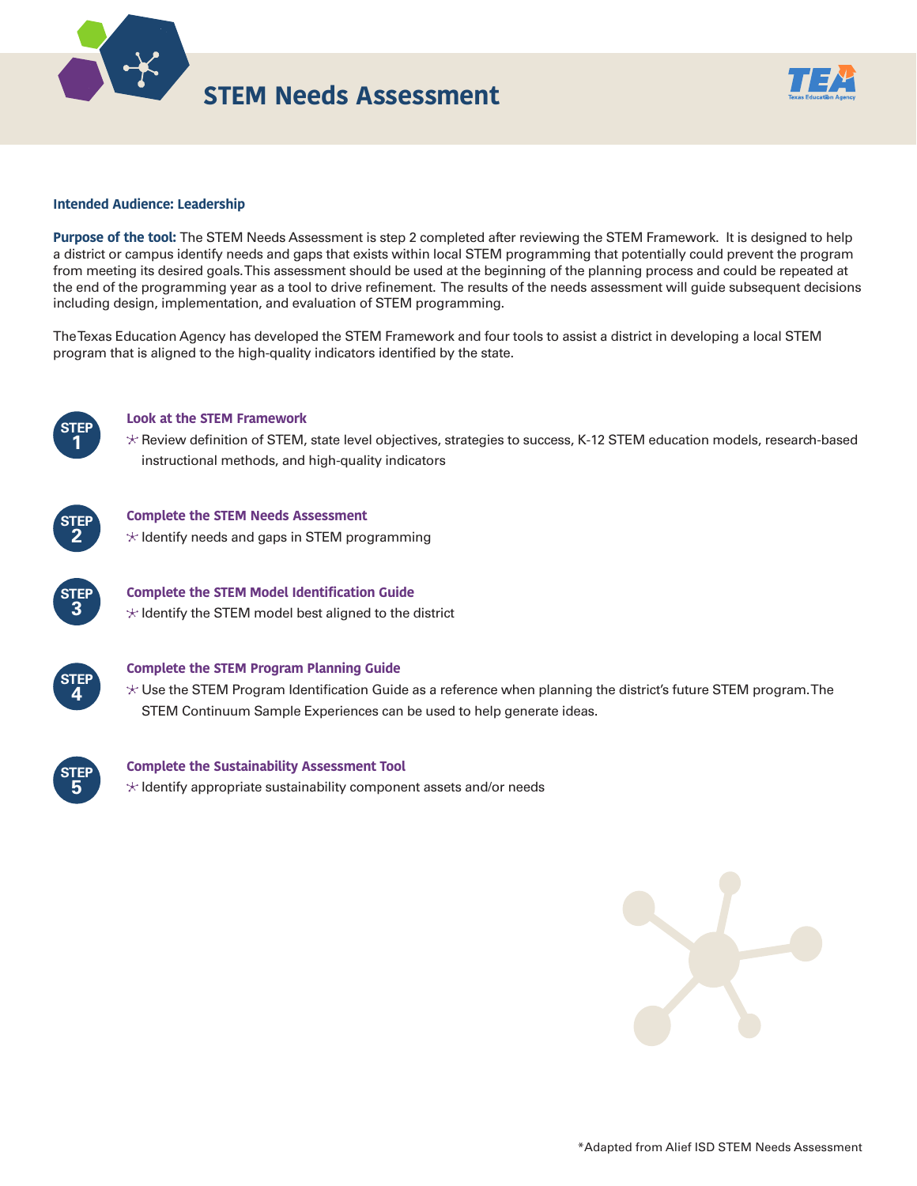# STEM Needs Assessment

**Intended Audience: Leadership**

**Purpose of the tool:** The STEM Needs Assessment is step 2 completed after reviewing the STEM Framework. It is designed to help a district or campus identify needs and gaps that exists within local STEM programming that potentially could prevent the program from meeting its desired goals. This assessment should be used at the beginning of the planning process and could be repeated at the end of the programming year as a tool to drive refinement. The results of the needs assessment will guide subsequent decisions including design, implementation, and evaluation of STEM programming.

The Texas Education Agency has developed the STEM Framework and four tools to assist a district in developing a local STEM program that is aligned to the high-quality indicators identified by the state.

**STEP 1** — **Look at the STEM Framework**

- Review definition of STEM, state level objectives, strategies to success, K-12 STEM education models, research-based instructional methods, and high-quality indicators

**STEP 2** — **Complete the STEM Needs Assessment**

- Identify needs and gaps in STEM programming

**STEP 3** — **Complete the STEM Model Identification Guide**

- Identify the STEM model best aligned to the district

**STEP 4** — **Complete the STEM Program Planning Guide**

- Use the STEM Program Identification Guide as a reference when planning the district's future STEM program. The STEM Continuum Sample Experiences can be used to help generate ideas.

**STEP 5** — **Complete the Sustainability Assessment Tool**

- Identify appropriate sustainability component assets and/or needs

*Adapted from Alief ISD STEM Needs Assessment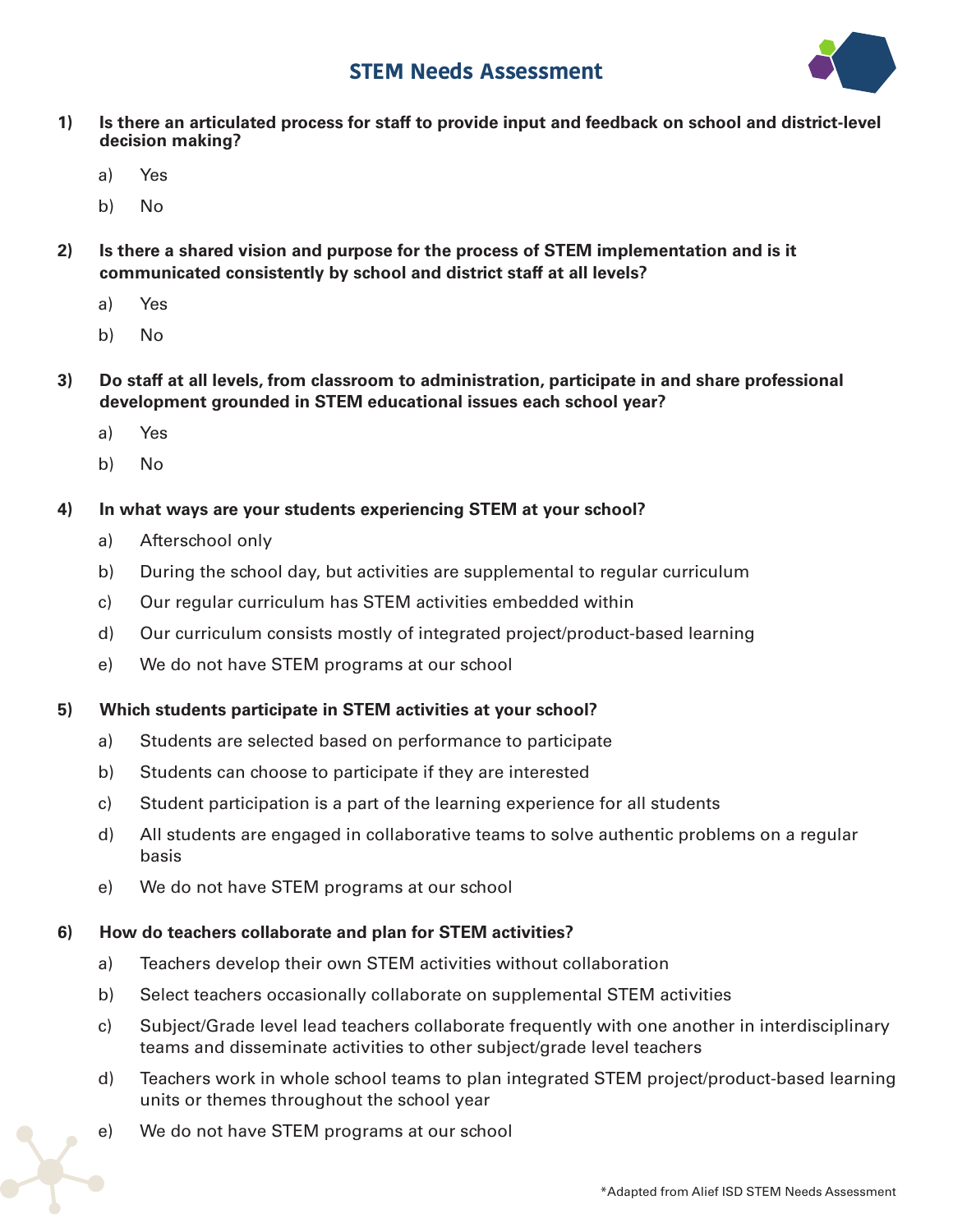# STEM Needs Assessment

**1) Is there an articulated process for staff to provide input and feedback on school and district-level decision making?**

a) Yes

b) No

**2) Is there a shared vision and purpose for the process of STEM implementation and is it communicated consistently by school and district staff at all levels?**

a) Yes

b) No

**3) Do staff at all levels, from classroom to administration, participate in and share professional development grounded in STEM educational issues each school year?**

a) Yes

b) No

**4) In what ways are your students experiencing STEM at your school?**

a) Afterschool only

b) During the school day, but activities are supplemental to regular curriculum

c) Our regular curriculum has STEM activities embedded within

d) Our curriculum consists mostly of integrated project/product-based learning

e) We do not have STEM programs at our school

**5) Which students participate in STEM activities at your school?**

a) Students are selected based on performance to participate

b) Students can choose to participate if they are interested

c) Student participation is a part of the learning experience for all students

d) All students are engaged in collaborative teams to solve authentic problems on a regular basis

e) We do not have STEM programs at our school

**6) How do teachers collaborate and plan for STEM activities?**

a) Teachers develop their own STEM activities without collaboration

b) Select teachers occasionally collaborate on supplemental STEM activities

c) Subject/Grade level lead teachers collaborate frequently with one another in interdisciplinary teams and disseminate activities to other subject/grade level teachers

d) Teachers work in whole school teams to plan integrated STEM project/product-based learning units or themes throughout the school year

e) We do not have STEM programs at our school

*Adapted from Alief ISD STEM Needs Assessment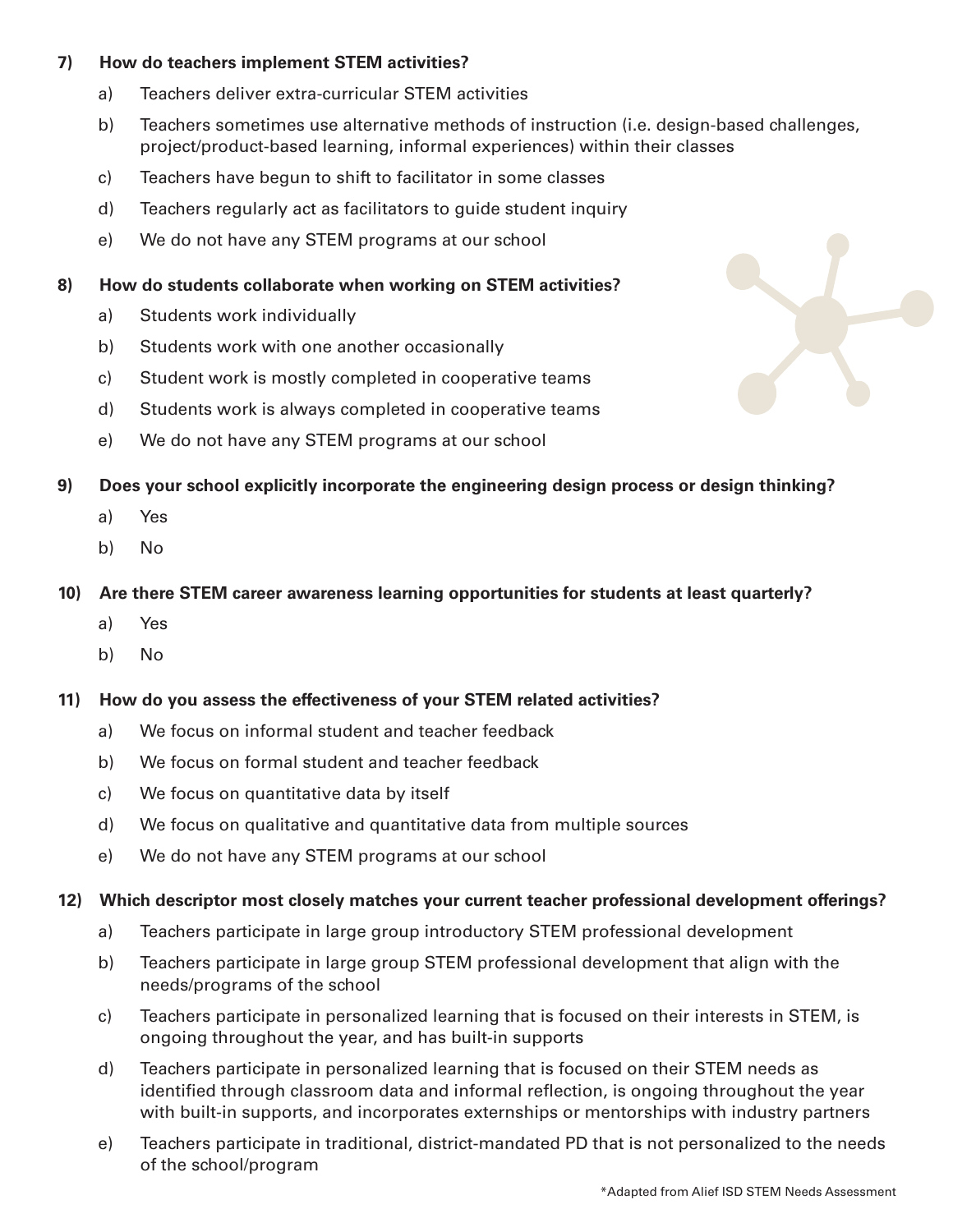**7) How do teachers implement STEM activities?**

a) Teachers deliver extra-curricular STEM activities

b) Teachers sometimes use alternative methods of instruction (i.e. design-based challenges, project/product-based learning, informal experiences) within their classes

c) Teachers have begun to shift to facilitator in some classes

d) Teachers regularly act as facilitators to guide student inquiry

e) We do not have any STEM programs at our school

**8) How do students collaborate when working on STEM activities?**

a) Students work individually

b) Students work with one another occasionally

c) Student work is mostly completed in cooperative teams

d) Students work is always completed in cooperative teams

e) We do not have any STEM programs at our school

**9) Does your school explicitly incorporate the engineering design process or design thinking?**

a) Yes

b) No

**10) Are there STEM career awareness learning opportunities for students at least quarterly?**

a) Yes

b) No

**11) How do you assess the effectiveness of your STEM related activities?**

a) We focus on informal student and teacher feedback

b) We focus on formal student and teacher feedback

c) We focus on quantitative data by itself

d) We focus on qualitative and quantitative data from multiple sources

e) We do not have any STEM programs at our school

**12) Which descriptor most closely matches your current teacher professional development offerings?**

a) Teachers participate in large group introductory STEM professional development

b) Teachers participate in large group STEM professional development that align with the needs/programs of the school

c) Teachers participate in personalized learning that is focused on their interests in STEM, is ongoing throughout the year, and has built-in supports

d) Teachers participate in personalized learning that is focused on their STEM needs as identified through classroom data and informal reflection, is ongoing throughout the year with built-in supports, and incorporates externships or mentorships with industry partners

e) Teachers participate in traditional, district-mandated PD that is not personalized to the needs of the school/program

*Adapted from Alief ISD STEM Needs Assessment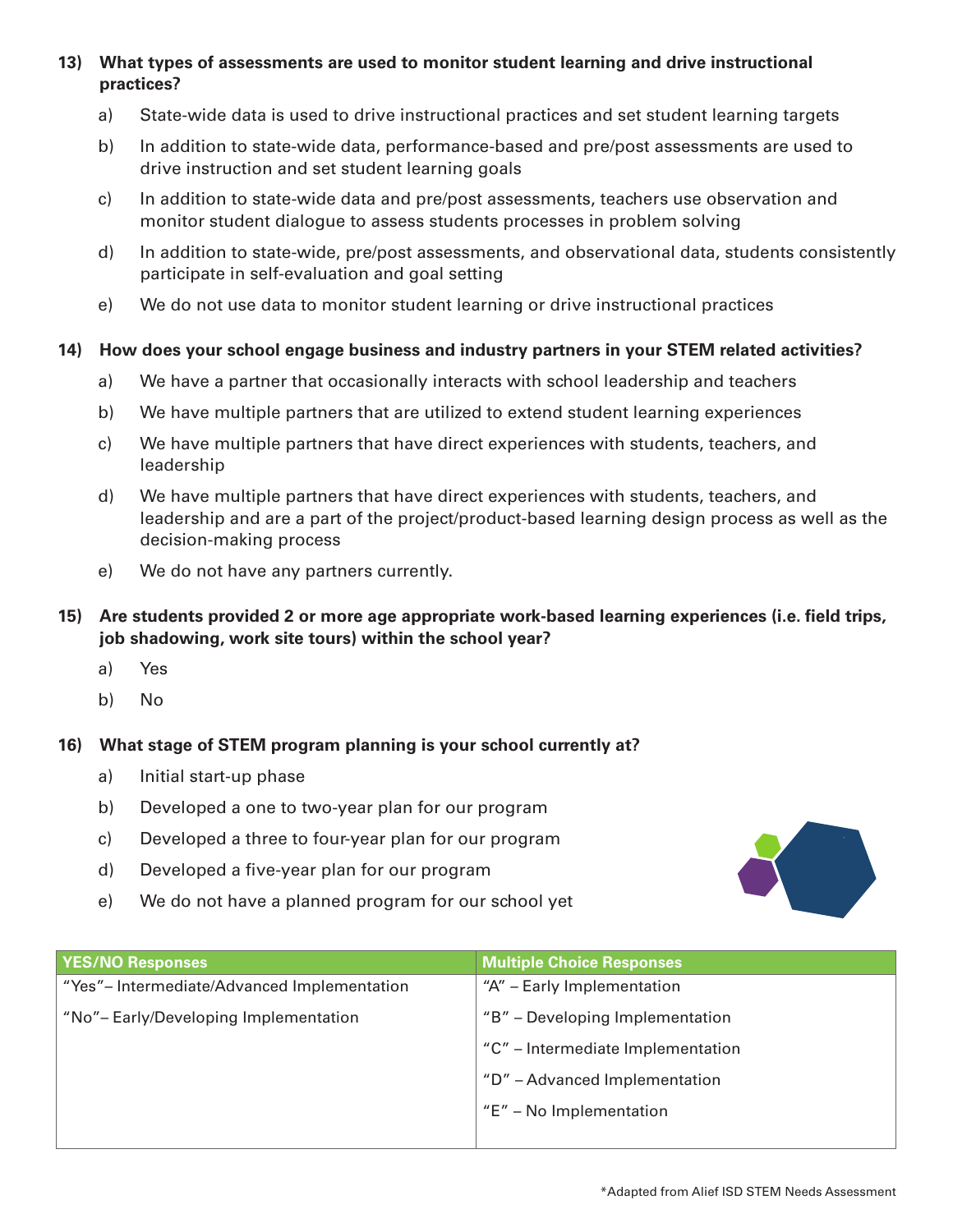**13) What types of assessments are used to monitor student learning and drive instructional practices?**

a) State-wide data is used to drive instructional practices and set student learning targets

b) In addition to state-wide data, performance-based and pre/post assessments are used to drive instruction and set student learning goals

c) In addition to state-wide data and pre/post assessments, teachers use observation and monitor student dialogue to assess students processes in problem solving

d) In addition to state-wide, pre/post assessments, and observational data, students consistently participate in self-evaluation and goal setting

e) We do not use data to monitor student learning or drive instructional practices

**14) How does your school engage business and industry partners in your STEM related activities?**

a) We have a partner that occasionally interacts with school leadership and teachers

b) We have multiple partners that are utilized to extend student learning experiences

c) We have multiple partners that have direct experiences with students, teachers, and leadership

d) We have multiple partners that have direct experiences with students, teachers, and leadership and are a part of the project/product-based learning design process as well as the decision-making process

e) We do not have any partners currently.

**15) Are students provided 2 or more age appropriate work-based learning experiences (i.e. field trips, job shadowing, work site tours) within the school year?**

a) Yes

b) No

**16) What stage of STEM program planning is your school currently at?**

a) Initial start-up phase

b) Developed a one to two-year plan for our program

c) Developed a three to four-year plan for our program

d) Developed a five-year plan for our program

e) We do not have a planned program for our school yet

| YES/NO Responses | Multiple Choice Responses |
|---|---|
| "Yes"– Intermediate/Advanced Implementation | "A" – Early Implementation |
| "No"– Early/Developing Implementation | "B" – Developing Implementation |
| | "C" – Intermediate Implementation |
| | "D" – Advanced Implementation |
| | "E" – No Implementation |

*Adapted from Alief ISD STEM Needs Assessment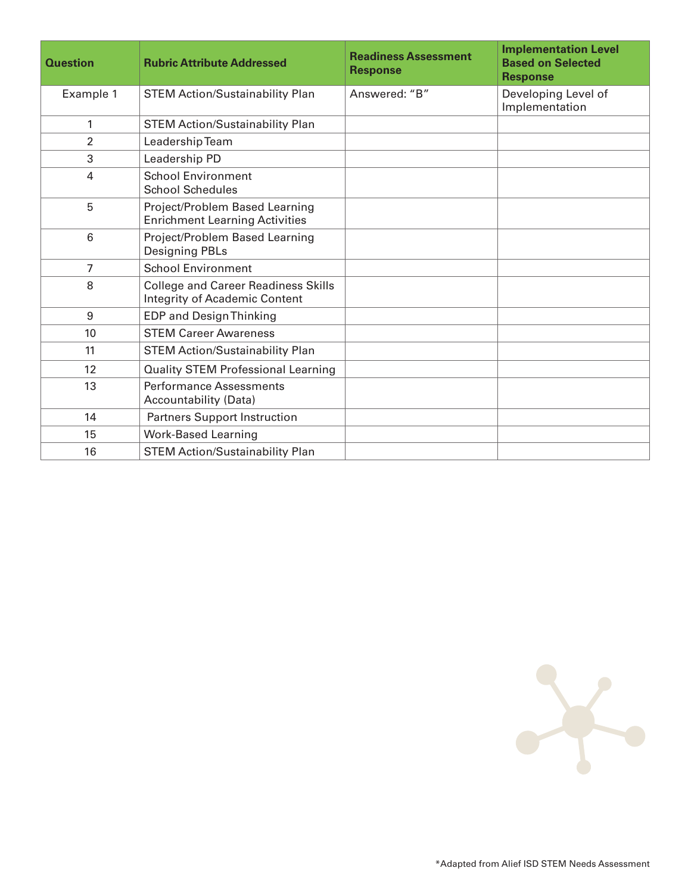| Question | Rubric Attribute Addressed | Readiness Assessment Response | Implementation Level Based on Selected Response |
|---|---|---|---|
| Example 1 | STEM Action/Sustainability Plan | Answered: "B" | Developing Level of Implementation |
| 1 | STEM Action/Sustainability Plan | | |
| 2 | Leadership Team | | |
| 3 | Leadership PD | | |
| 4 | School Environment<br>School Schedules | | |
| 5 | Project/Problem Based Learning<br>Enrichment Learning Activities | | |
| 6 | Project/Problem Based Learning<br>Designing PBLs | | |
| 7 | School Environment | | |
| 8 | College and Career Readiness Skills<br>Integrity of Academic Content | | |
| 9 | EDP and Design Thinking | | |
| 10 | STEM Career Awareness | | |
| 11 | STEM Action/Sustainability Plan | | |
| 12 | Quality STEM Professional Learning | | |
| 13 | Performance Assessments<br>Accountability (Data) | | |
| 14 | Partners Support Instruction | | |
| 15 | Work-Based Learning | | |
| 16 | STEM Action/Sustainability Plan | | |

*Adapted from Alief ISD STEM Needs Assessment